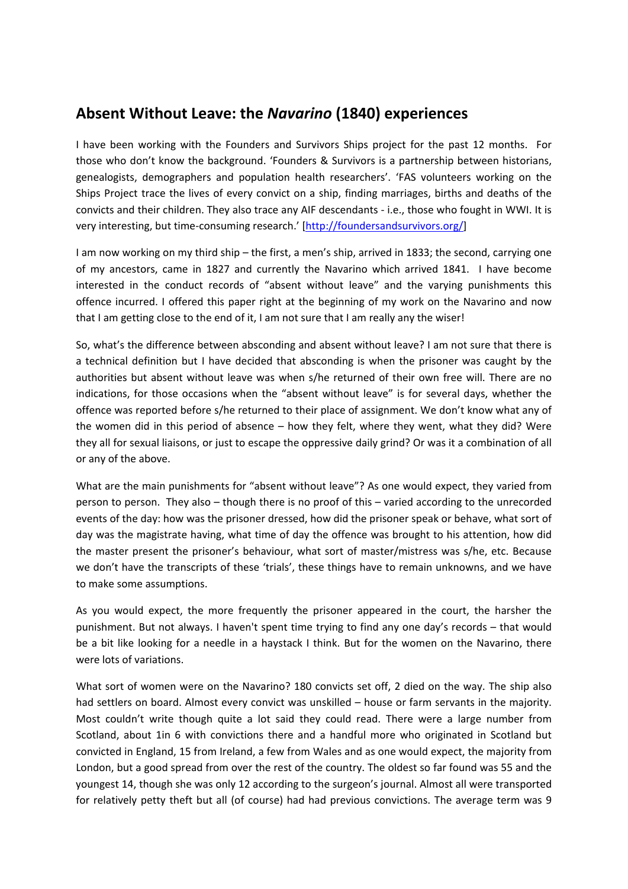## Absent Without Leave: the *Navarino* (1840) experiences

I have been working with the Founders and Survivors Ships project for the past 12 months. For those who don't know the background. 'Founders & Survivors is a partnership between historians, genealogists, demographers and population health researchers'. 'FAS volunteers working on the Ships Project trace the lives of every convict on a ship, finding marriages, births and deaths of the convicts and their children. They also trace any AIF descendants - i.e., those who fought in WWI. It is very interesting, but time-consuming research.' [http://foundersandsurvivors.org/]

I am now working on my third ship – the first, a men's ship, arrived in 1833; the second, carrying one of my ancestors, came in 1827 and currently the Navarino which arrived 1841. I have become interested in the conduct records of "absent without leave" and the varying punishments this offence incurred. I offered this paper right at the beginning of my work on the Navarino and now that I am getting close to the end of it, I am not sure that I am really any the wiser!

So, what's the difference between absconding and absent without leave? I am not sure that there is a technical definition but I have decided that absconding is when the prisoner was caught by the authorities but absent without leave was when s/he returned of their own free will. There are no indications, for those occasions when the "absent without leave" is for several days, whether the offence was reported before s/he returned to their place of assignment. We don't know what any of the women did in this period of absence – how they felt, where they went, what they did? Were they all for sexual liaisons, or just to escape the oppressive daily grind? Or was it a combination of all or any of the above.

What are the main punishments for "absent without leave"? As one would expect, they varied from person to person. They also – though there is no proof of this – varied according to the unrecorded events of the day: how was the prisoner dressed, how did the prisoner speak or behave, what sort of day was the magistrate having, what time of day the offence was brought to his attention, how did the master present the prisoner's behaviour, what sort of master/mistress was s/he, etc. Because we don't have the transcripts of these 'trials', these things have to remain unknowns, and we have to make some assumptions.

As you would expect, the more frequently the prisoner appeared in the court, the harsher the punishment. But not always. I haven't spent time trying to find any one day's records – that would be a bit like looking for a needle in a haystack I think. But for the women on the Navarino, there were lots of variations.

What sort of women were on the Navarino? 180 convicts set off, 2 died on the way. The ship also had settlers on board. Almost every convict was unskilled – house or farm servants in the majority. Most couldn't write though quite a lot said they could read. There were a large number from Scotland, about 1in 6 with convictions there and a handful more who originated in Scotland but convicted in England, 15 from Ireland, a few from Wales and as one would expect, the majority from London, but a good spread from over the rest of the country. The oldest so far found was 55 and the youngest 14, though she was only 12 according to the surgeon's journal. Almost all were transported for relatively petty theft but all (of course) had had previous convictions. The average term was 9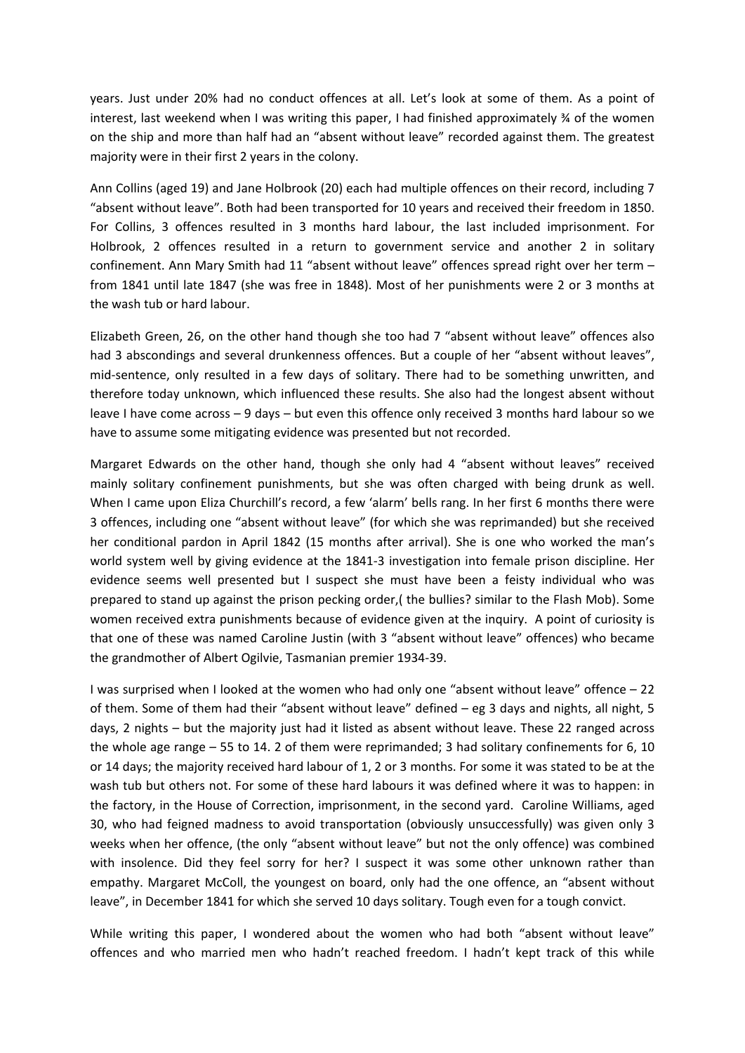years. Just under 20% had no conduct offences at all. Let's look at some of them. As a point of interest, last weekend when I was writing this paper, I had finished approximately ¾ of the women on the ship and more than half had an "absent without leave" recorded against them. The greatest majority were in their first 2 years in the colony.

Ann Collins (aged 19) and Jane Holbrook (20) each had multiple offences on their record, including 7 "absent without leave". Both had been transported for 10 years and received their freedom in 1850. For Collins, 3 offences resulted in 3 months hard labour, the last included imprisonment. For Holbrook, 2 offences resulted in a return to government service and another 2 in solitary confinement. Ann Mary Smith had 11 "absent without leave" offences spread right over her term – from 1841 until late 1847 (she was free in 1848). Most of her punishments were 2 or 3 months at the wash tub or hard labour.

Elizabeth Green, 26, on the other hand though she too had 7 "absent without leave" offences also had 3 abscondings and several drunkenness offences. But a couple of her "absent without leaves", mid-sentence, only resulted in a few days of solitary. There had to be something unwritten, and therefore today unknown, which influenced these results. She also had the longest absent without leave I have come across – 9 days – but even this offence only received 3 months hard labour so we have to assume some mitigating evidence was presented but not recorded.

Margaret Edwards on the other hand, though she only had 4 "absent without leaves" received mainly solitary confinement punishments, but she was often charged with being drunk as well. When I came upon Eliza Churchill's record, a few 'alarm' bells rang. In her first 6 months there were 3 offences, including one "absent without leave" (for which she was reprimanded) but she received her conditional pardon in April 1842 (15 months after arrival). She is one who worked the man's world system well by giving evidence at the 1841-3 investigation into female prison discipline. Her evidence seems well presented but I suspect she must have been a feisty individual who was prepared to stand up against the prison pecking order,( the bullies? similar to the Flash Mob). Some women received extra punishments because of evidence given at the inquiry. A point of curiosity is that one of these was named Caroline Justin (with 3 "absent without leave" offences) who became the grandmother of Albert Ogilvie, Tasmanian premier 1934-39.

I was surprised when I looked at the women who had only one "absent without leave" offence – 22 of them. Some of them had their "absent without leave" defined – eg 3 days and nights, all night, 5 days, 2 nights – but the majority just had it listed as absent without leave. These 22 ranged across the whole age range – 55 to 14. 2 of them were reprimanded; 3 had solitary confinements for 6, 10 or 14 days; the majority received hard labour of 1, 2 or 3 months. For some it was stated to be at the wash tub but others not. For some of these hard labours it was defined where it was to happen: in the factory, in the House of Correction, imprisonment, in the second yard. Caroline Williams, aged 30, who had feigned madness to avoid transportation (obviously unsuccessfully) was given only 3 weeks when her offence, (the only "absent without leave" but not the only offence) was combined with insolence. Did they feel sorry for her? I suspect it was some other unknown rather than empathy. Margaret McColl, the youngest on board, only had the one offence, an "absent without leave", in December 1841 for which she served 10 days solitary. Tough even for a tough convict.

While writing this paper, I wondered about the women who had both "absent without leave" offences and who married men who hadn't reached freedom. I hadn't kept track of this while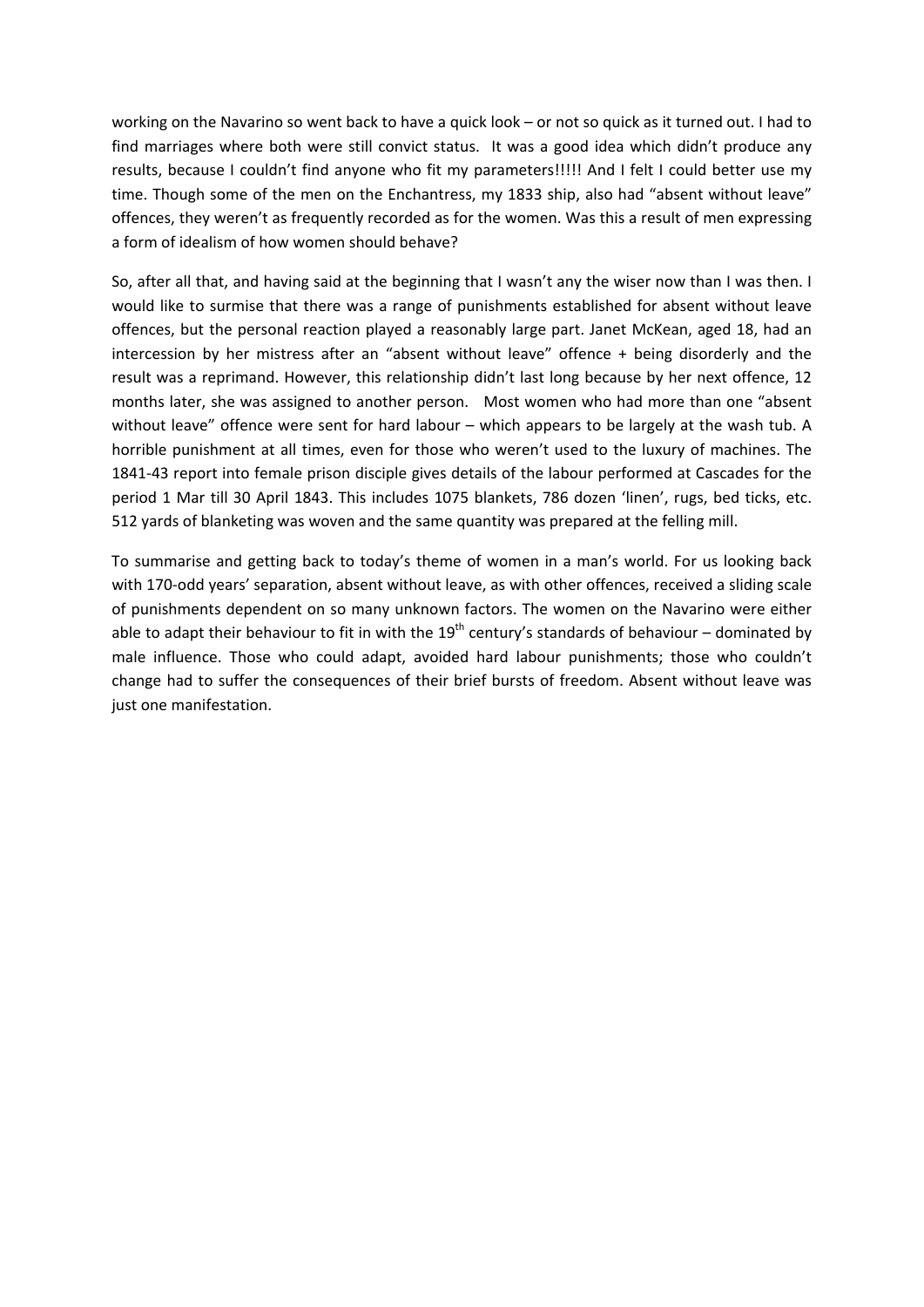working on the Navarino so went back to have a quick look – or not so quick as it turned out. I had to find marriages where both were still convict status. It was a good idea which didn't produce any results, because I couldn't find anyone who fit my parameters!!!!! And I felt I could better use my time. Though some of the men on the Enchantress, my 1833 ship, also had "absent without leave" offences, they weren't as frequently recorded as for the women. Was this a result of men expressing a form of idealism of how women should behave?

So, after all that, and having said at the beginning that I wasn't any the wiser now than I was then. I would like to surmise that there was a range of punishments established for absent without leave offences, but the personal reaction played a reasonably large part. Janet McKean, aged 18, had an intercession by her mistress after an "absent without leave" offence + being disorderly and the result was a reprimand. However, this relationship didn't last long because by her next offence, 12 months later, she was assigned to another person. Most women who had more than one "absent without leave" offence were sent for hard labour – which appears to be largely at the wash tub. A horrible punishment at all times, even for those who weren't used to the luxury of machines. The 1841-43 report into female prison disciple gives details of the labour performed at Cascades for the period 1 Mar till 30 April 1843. This includes 1075 blankets, 786 dozen 'linen', rugs, bed ticks, etc. 512 yards of blanketing was woven and the same quantity was prepared at the felling mill.

To summarise and getting back to today's theme of women in a man's world. For us looking back with 170-odd years' separation, absent without leave, as with other offences, received a sliding scale of punishments dependent on so many unknown factors. The women on the Navarino were either able to adapt their behaviour to fit in with the 19th century's standards of behaviour – dominated by male influence. Those who could adapt, avoided hard labour punishments; those who couldn't change had to suffer the consequences of their brief bursts of freedom. Absent without leave was just one manifestation.